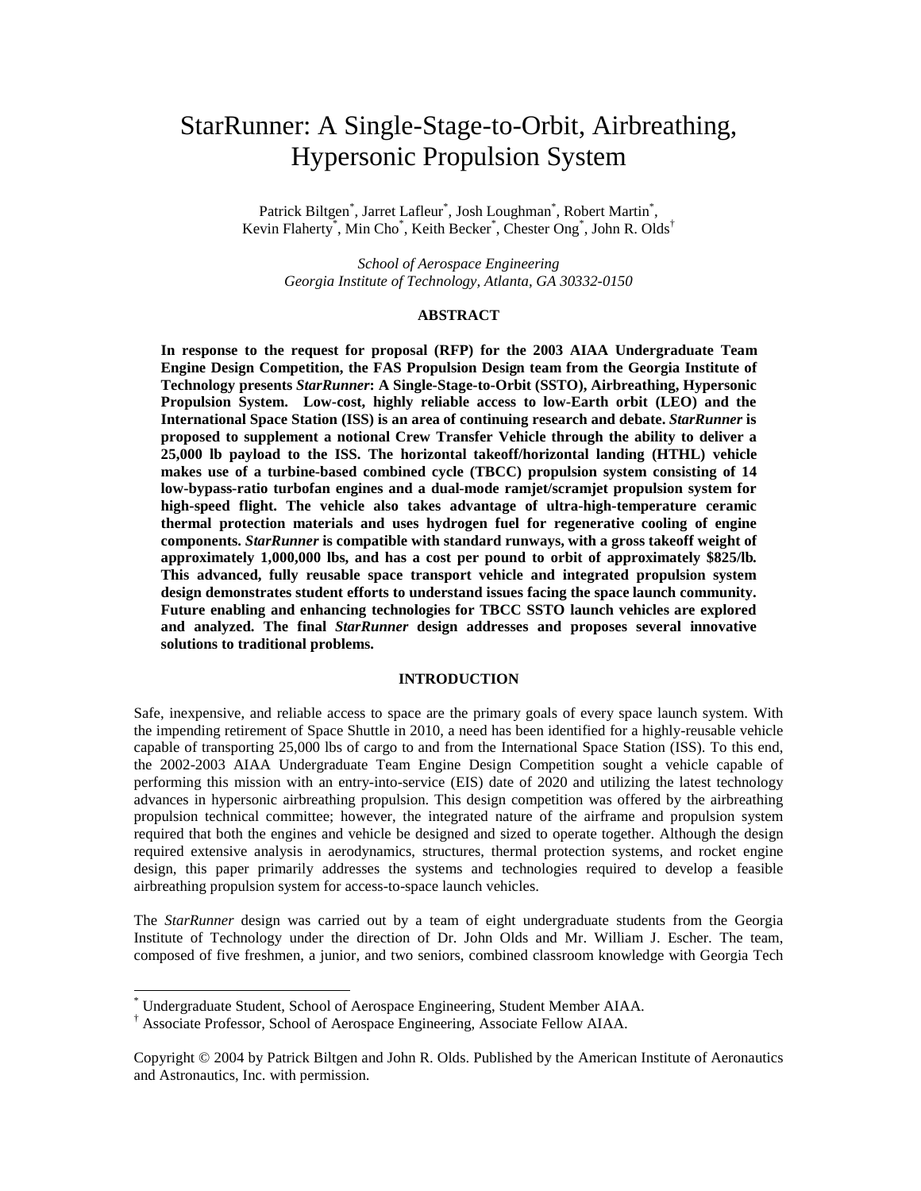# StarRunner: A Single-Stage-to-Orbit, Airbreathing, Hypersonic Propulsion System

Patrick Biltgen*, Jarret Lafleur*, Josh Loughman*, Robert Martin*, Kevin Flaherty*, Min Cho*, Keith Becker*, Chester Ong*, John R. Olds†

*School of Aerospace Engineering*
*Georgia Institute of Technology, Atlanta, GA 30332-0150*

## ABSTRACT

**In response to the request for proposal (RFP) for the 2003 AIAA Undergraduate Team Engine Design Competition, the FAS Propulsion Design team from the Georgia Institute of Technology presents *StarRunner*: A Single-Stage-to-Orbit (SSTO), Airbreathing, Hypersonic Propulsion System. Low-cost, highly reliable access to low-Earth orbit (LEO) and the International Space Station (ISS) is an area of continuing research and debate. *StarRunner* is proposed to supplement a notional Crew Transfer Vehicle through the ability to deliver a 25,000 lb payload to the ISS. The horizontal takeoff/horizontal landing (HTHL) vehicle makes use of a turbine-based combined cycle (TBCC) propulsion system consisting of 14 low-bypass-ratio turbofan engines and a dual-mode ramjet/scramjet propulsion system for high-speed flight. The vehicle also takes advantage of ultra-high-temperature ceramic thermal protection materials and uses hydrogen fuel for regenerative cooling of engine components. *StarRunner* is compatible with standard runways, with a gross takeoff weight of approximately 1,000,000 lbs, and has a cost per pound to orbit of approximately $825/lb. This advanced, fully reusable space transport vehicle and integrated propulsion system design demonstrates student efforts to understand issues facing the space launch community. Future enabling and enhancing technologies for TBCC SSTO launch vehicles are explored and analyzed. The final *StarRunner* design addresses and proposes several innovative solutions to traditional problems.**

## INTRODUCTION

Safe, inexpensive, and reliable access to space are the primary goals of every space launch system. With the impending retirement of Space Shuttle in 2010, a need has been identified for a highly-reusable vehicle capable of transporting 25,000 lbs of cargo to and from the International Space Station (ISS). To this end, the 2002-2003 AIAA Undergraduate Team Engine Design Competition sought a vehicle capable of performing this mission with an entry-into-service (EIS) date of 2020 and utilizing the latest technology advances in hypersonic airbreathing propulsion. This design competition was offered by the airbreathing propulsion technical committee; however, the integrated nature of the airframe and propulsion system required that both the engines and vehicle be designed and sized to operate together. Although the design required extensive analysis in aerodynamics, structures, thermal protection systems, and rocket engine design, this paper primarily addresses the systems and technologies required to develop a feasible airbreathing propulsion system for access-to-space launch vehicles.

The *StarRunner* design was carried out by a team of eight undergraduate students from the Georgia Institute of Technology under the direction of Dr. John Olds and Mr. William J. Escher. The team, composed of five freshmen, a junior, and two seniors, combined classroom knowledge with Georgia Tech

---

* Undergraduate Student, School of Aerospace Engineering, Student Member AIAA.
† Associate Professor, School of Aerospace Engineering, Associate Fellow AIAA.

Copyright © 2004 by Patrick Biltgen and John R. Olds. Published by the American Institute of Aeronautics and Astronautics, Inc. with permission.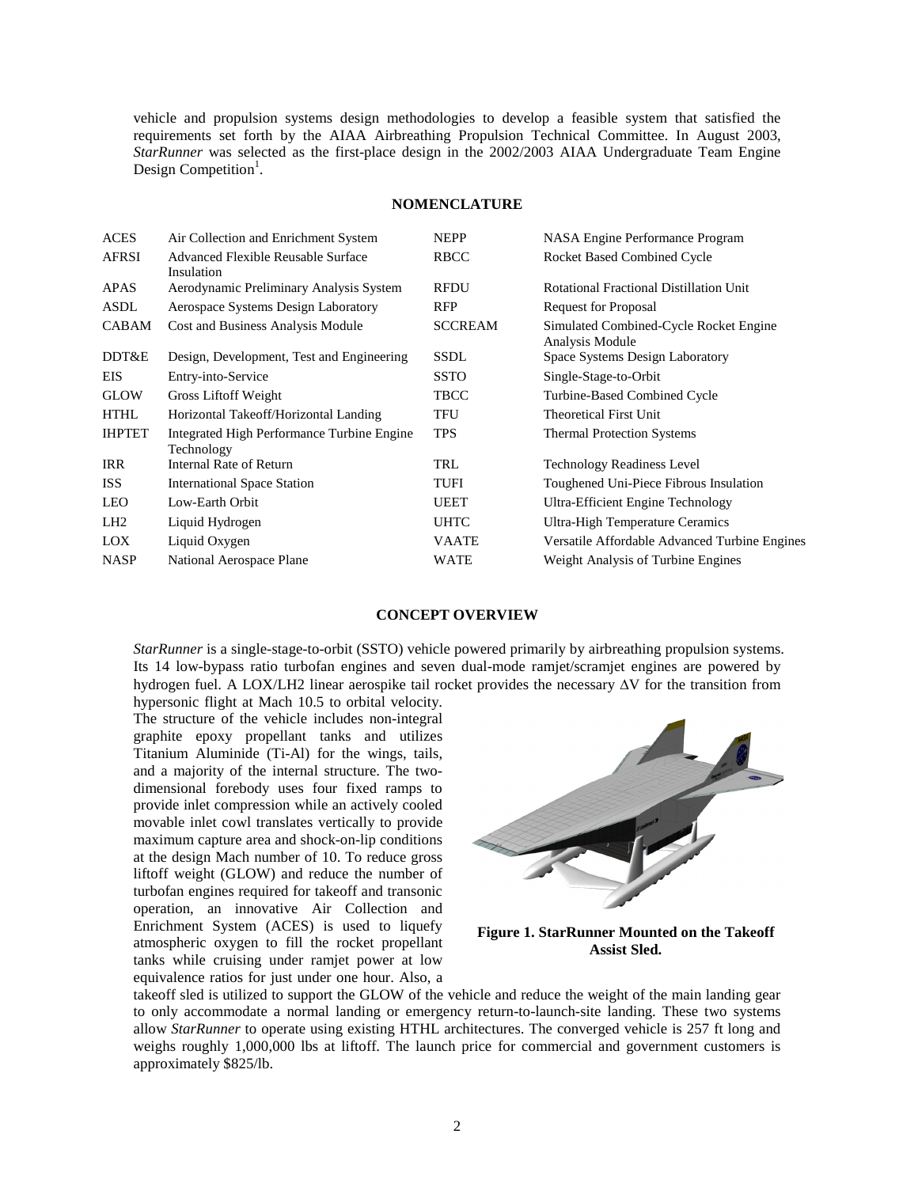vehicle and propulsion systems design methodologies to develop a feasible system that satisfied the requirements set forth by the AIAA Airbreathing Propulsion Technical Committee. In August 2003, *StarRunner* was selected as the first-place design in the 2002/2003 AIAA Undergraduate Team Engine Design Competition[1].

## NOMENCLATURE

| | | | |
|---|---|---|---|
| ACES | Air Collection and Enrichment System | NEPP | NASA Engine Performance Program |
| AFRSI | Advanced Flexible Reusable Surface Insulation | RBCC | Rocket Based Combined Cycle |
| APAS | Aerodynamic Preliminary Analysis System | RFDU | Rotational Fractional Distillation Unit |
| ASDL | Aerospace Systems Design Laboratory | RFP | Request for Proposal |
| CABAM | Cost and Business Analysis Module | SCCREAM | Simulated Combined-Cycle Rocket Engine Analysis Module |
| DDT&E | Design, Development, Test and Engineering | SSDL | Space Systems Design Laboratory |
| EIS | Entry-into-Service | SSTO | Single-Stage-to-Orbit |
| GLOW | Gross Liftoff Weight | TBCC | Turbine-Based Combined Cycle |
| HTHL | Horizontal Takeoff/Horizontal Landing | TFU | Theoretical First Unit |
| IHPTET | Integrated High Performance Turbine Engine Technology | TPS | Thermal Protection Systems |
| IRR | Internal Rate of Return | TRL | Technology Readiness Level |
| ISS | International Space Station | TUFI | Toughened Uni-Piece Fibrous Insulation |
| LEO | Low-Earth Orbit | UEET | Ultra-Efficient Engine Technology |
| LH2 | Liquid Hydrogen | UHTC | Ultra-High Temperature Ceramics |
| LOX | Liquid Oxygen | VAATE | Versatile Affordable Advanced Turbine Engines |
| NASP | National Aerospace Plane | WATE | Weight Analysis of Turbine Engines |

## CONCEPT OVERVIEW

*StarRunner* is a single-stage-to-orbit (SSTO) vehicle powered primarily by airbreathing propulsion systems. Its 14 low-bypass ratio turbofan engines and seven dual-mode ramjet/scramjet engines are powered by hydrogen fuel. A LOX/LH2 linear aerospike tail rocket provides the necessary $\Delta V$ for the transition from hypersonic flight at Mach 10.5 to orbital velocity. The structure of the vehicle includes non-integral graphite epoxy propellant tanks and utilizes Titanium Aluminide (Ti-Al) for the wings, tails, and a majority of the internal structure. The two-dimensional forebody uses four fixed ramps to provide inlet compression while an actively cooled movable inlet cowl translates vertically to provide maximum capture area and shock-on-lip conditions at the design Mach number of 10. To reduce gross liftoff weight (GLOW) and reduce the number of turbofan engines required for takeoff and transonic operation, an innovative Air Collection and Enrichment System (ACES) is used to liquefy atmospheric oxygen to fill the rocket propellant tanks while cruising under ramjet power at low equivalence ratios for just under one hour. Also, a takeoff sled is utilized to support the GLOW of the vehicle and reduce the weight of the main landing gear to only accommodate a normal landing or emergency return-to-launch-site landing. These two systems allow *StarRunner* to operate using existing HTHL architectures. The converged vehicle is 257 ft long and weighs roughly 1,000,000 lbs at liftoff. The launch price for commercial and government customers is approximately \$825/lb.

**Figure 1. StarRunner Mounted on the Takeoff Assist Sled.**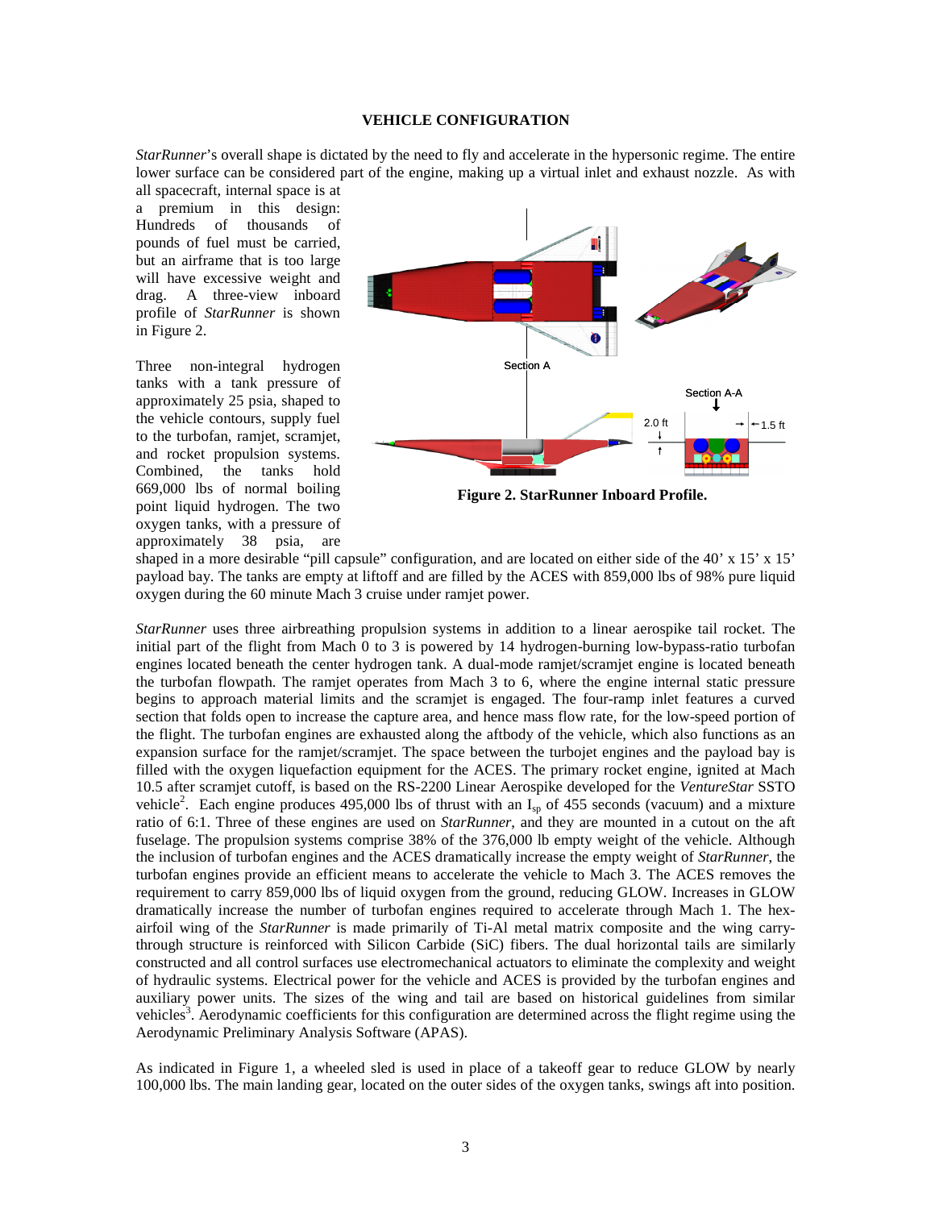## VEHICLE CONFIGURATION

*StarRunner*'s overall shape is dictated by the need to fly and accelerate in the hypersonic regime. The entire lower surface can be considered part of the engine, making up a virtual inlet and exhaust nozzle. As with all spacecraft, internal space is at a premium in this design: Hundreds of thousands of pounds of fuel must be carried, but an airframe that is too large will have excessive weight and drag. A three-view inboard profile of *StarRunner* is shown in Figure 2.

Three non-integral hydrogen tanks with a tank pressure of approximately 25 psia, shaped to the vehicle contours, supply fuel to the turbofan, ramjet, scramjet, and rocket propulsion systems. Combined, the tanks hold 669,000 lbs of normal boiling point liquid hydrogen. The two oxygen tanks, with a pressure of approximately 38 psia, are shaped in a more desirable "pill capsule" configuration, and are located on either side of the 40' x 15' x 15' payload bay. The tanks are empty at liftoff and are filled by the ACES with 859,000 lbs of 98% pure liquid oxygen during the 60 minute Mach 3 cruise under ramjet power.

**Figure 2. StarRunner Inboard Profile.**

*StarRunner* uses three airbreathing propulsion systems in addition to a linear aerospike tail rocket. The initial part of the flight from Mach 0 to 3 is powered by 14 hydrogen-burning low-bypass-ratio turbofan engines located beneath the center hydrogen tank. A dual-mode ramjet/scramjet engine is located beneath the turbofan flowpath. The ramjet operates from Mach 3 to 6, where the engine internal static pressure begins to approach material limits and the scramjet is engaged. The four-ramp inlet features a curved section that folds open to increase the capture area, and hence mass flow rate, for the low-speed portion of the flight. The turbofan engines are exhausted along the aftbody of the vehicle, which also functions as an expansion surface for the ramjet/scramjet. The space between the turbojet engines and the payload bay is filled with the oxygen liquefaction equipment for the ACES. The primary rocket engine, ignited at Mach 10.5 after scramjet cutoff, is based on the RS-2200 Linear Aerospike developed for the *VentureStar* SSTO vehicle[2]. Each engine produces 495,000 lbs of thrust with an $I_{sp}$ of 455 seconds (vacuum) and a mixture ratio of 6:1. Three of these engines are used on *StarRunner*, and they are mounted in a cutout on the aft fuselage. The propulsion systems comprise 38% of the 376,000 lb empty weight of the vehicle. Although the inclusion of turbofan engines and the ACES dramatically increase the empty weight of *StarRunner*, the turbofan engines provide an efficient means to accelerate the vehicle to Mach 3. The ACES removes the requirement to carry 859,000 lbs of liquid oxygen from the ground, reducing GLOW. Increases in GLOW dramatically increase the number of turbofan engines required to accelerate through Mach 1. The hex-airfoil wing of the *StarRunner* is made primarily of Ti-Al metal matrix composite and the wing carry-through structure is reinforced with Silicon Carbide (SiC) fibers. The dual horizontal tails are similarly constructed and all control surfaces use electromechanical actuators to eliminate the complexity and weight of hydraulic systems. Electrical power for the vehicle and ACES is provided by the turbofan engines and auxiliary power units. The sizes of the wing and tail are based on historical guidelines from similar vehicles[3]. Aerodynamic coefficients for this configuration are determined across the flight regime using the Aerodynamic Preliminary Analysis Software (APAS).

As indicated in Figure 1, a wheeled sled is used in place of a takeoff gear to reduce GLOW by nearly 100,000 lbs. The main landing gear, located on the outer sides of the oxygen tanks, swings aft into position.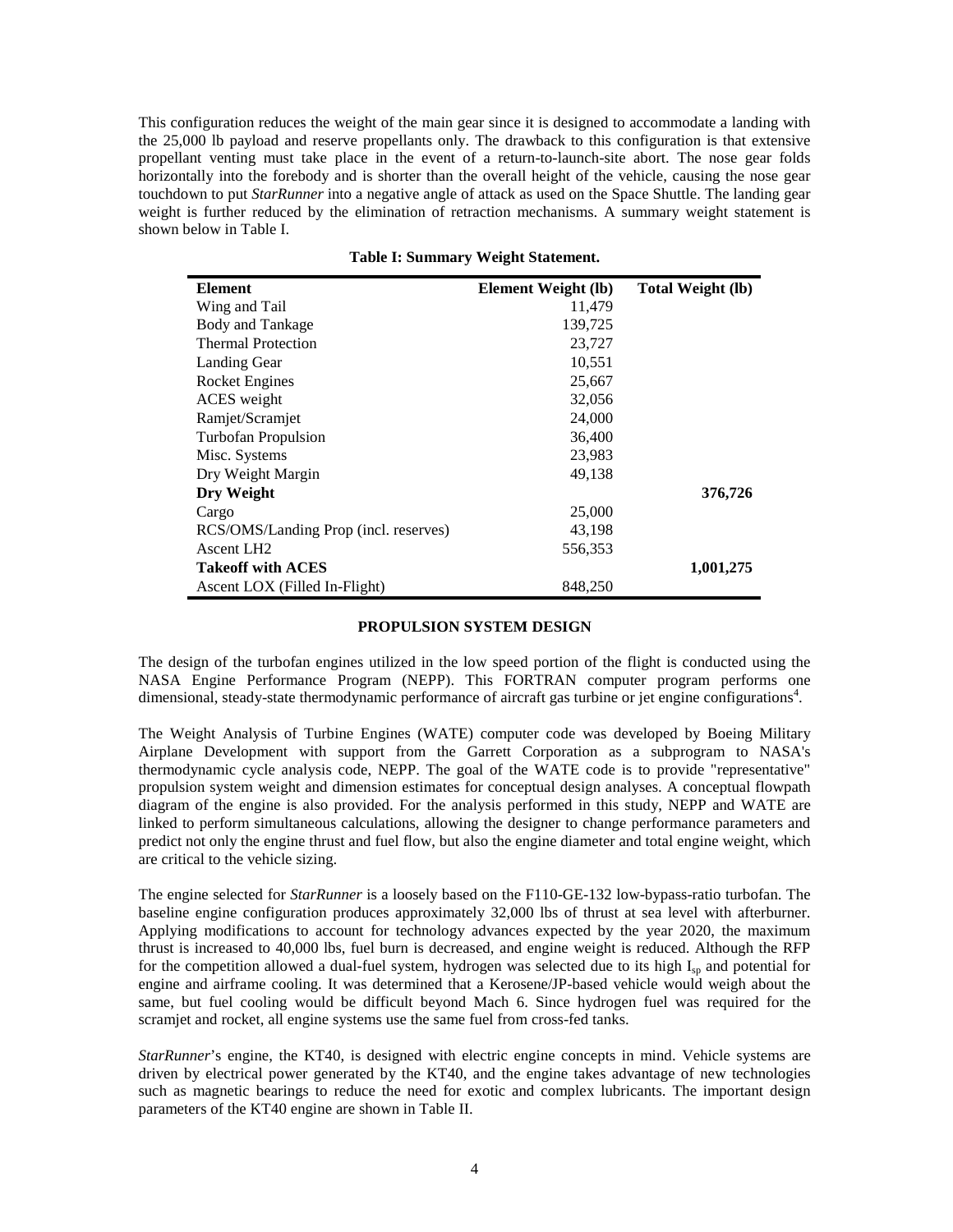This configuration reduces the weight of the main gear since it is designed to accommodate a landing with the 25,000 lb payload and reserve propellants only. The drawback to this configuration is that extensive propellant venting must take place in the event of a return-to-launch-site abort. The nose gear folds horizontally into the forebody and is shorter than the overall height of the vehicle, causing the nose gear touchdown to put *StarRunner* into a negative angle of attack as used on the Space Shuttle. The landing gear weight is further reduced by the elimination of retraction mechanisms. A summary weight statement is shown below in Table I.

**Table I: Summary Weight Statement.**

| Element | Element Weight (lb) | Total Weight (lb) |
|---|---|---|
| Wing and Tail | 11,479 | |
| Body and Tankage | 139,725 | |
| Thermal Protection | 23,727 | |
| Landing Gear | 10,551 | |
| Rocket Engines | 25,667 | |
| ACES weight | 32,056 | |
| Ramjet/Scramjet | 24,000 | |
| Turbofan Propulsion | 36,400 | |
| Misc. Systems | 23,983 | |
| Dry Weight Margin | 49,138 | |
| **Dry Weight** | | **376,726** |
| Cargo | 25,000 | |
| RCS/OMS/Landing Prop (incl. reserves) | 43,198 | |
| Ascent LH2 | 556,353 | |
| **Takeoff with ACES** | | **1,001,275** |
| Ascent LOX (Filled In-Flight) | 848,250 | |

## PROPULSION SYSTEM DESIGN

The design of the turbofan engines utilized in the low speed portion of the flight is conducted using the NASA Engine Performance Program (NEPP). This FORTRAN computer program performs one dimensional, steady-state thermodynamic performance of aircraft gas turbine or jet engine configurations[4].

The Weight Analysis of Turbine Engines (WATE) computer code was developed by Boeing Military Airplane Development with support from the Garrett Corporation as a subprogram to NASA's thermodynamic cycle analysis code, NEPP. The goal of the WATE code is to provide "representative" propulsion system weight and dimension estimates for conceptual design analyses. A conceptual flowpath diagram of the engine is also provided. For the analysis performed in this study, NEPP and WATE are linked to perform simultaneous calculations, allowing the designer to change performance parameters and predict not only the engine thrust and fuel flow, but also the engine diameter and total engine weight, which are critical to the vehicle sizing.

The engine selected for *StarRunner* is a loosely based on the F110-GE-132 low-bypass-ratio turbofan. The baseline engine configuration produces approximately 32,000 lbs of thrust at sea level with afterburner. Applying modifications to account for technology advances expected by the year 2020, the maximum thrust is increased to 40,000 lbs, fuel burn is decreased, and engine weight is reduced. Although the RFP for the competition allowed a dual-fuel system, hydrogen was selected due to its high $I_{sp}$ and potential for engine and airframe cooling. It was determined that a Kerosene/JP-based vehicle would weigh about the same, but fuel cooling would be difficult beyond Mach 6. Since hydrogen fuel was required for the scramjet and rocket, all engine systems use the same fuel from cross-fed tanks.

*StarRunner*'s engine, the KT40, is designed with electric engine concepts in mind. Vehicle systems are driven by electrical power generated by the KT40, and the engine takes advantage of new technologies such as magnetic bearings to reduce the need for exotic and complex lubricants. The important design parameters of the KT40 engine are shown in Table II.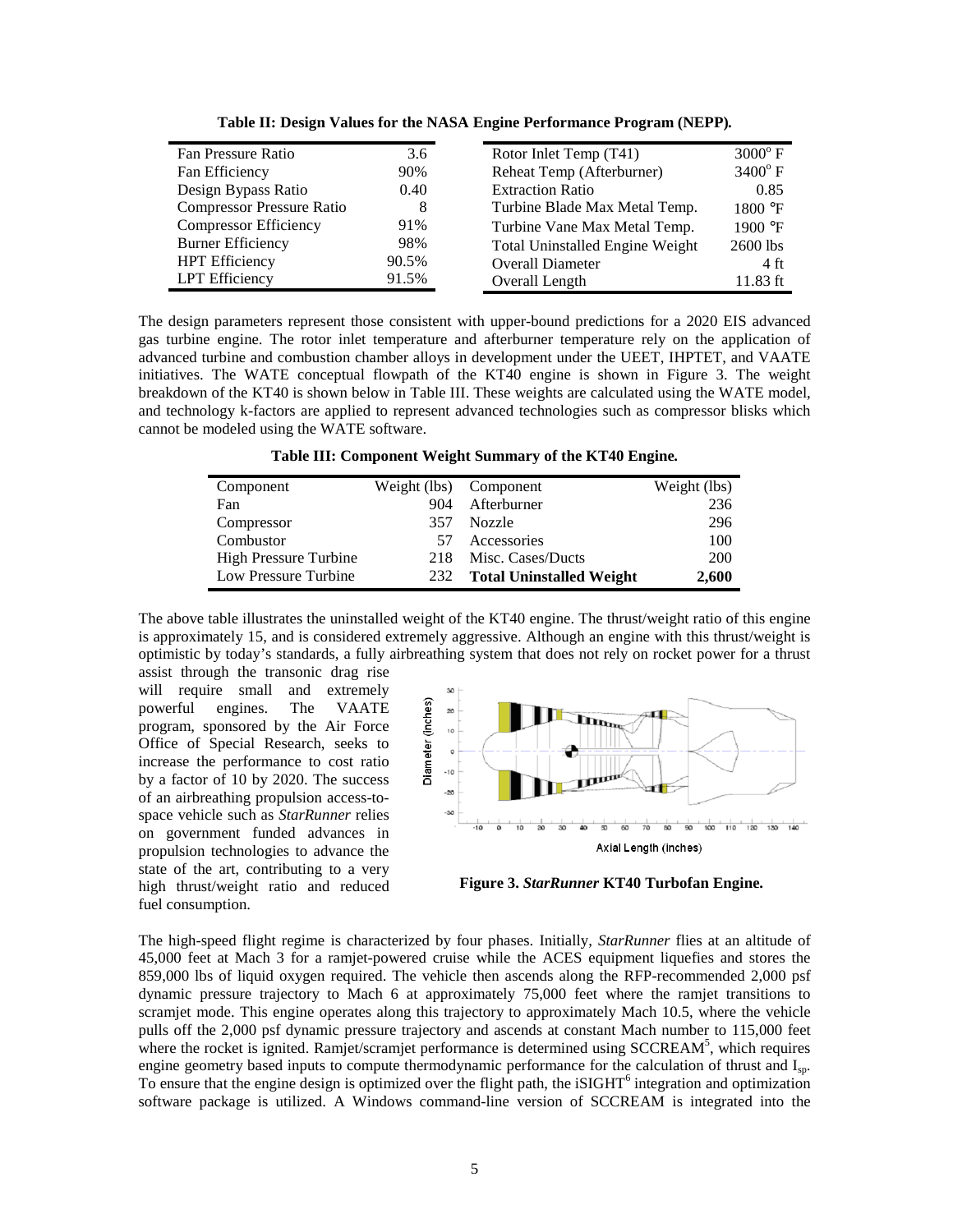**Table II: Design Values for the NASA Engine Performance Program (NEPP).**

| Parameter | Value | Parameter | Value |
|---|---|---|---|
| Fan Pressure Ratio | 3.6 | Rotor Inlet Temp (T41) | 3000° F |
| Fan Efficiency | 90% | Reheat Temp (Afterburner) | 3400° F |
| Design Bypass Ratio | 0.40 | Extraction Ratio | 0.85 |
| Compressor Pressure Ratio | 8 | Turbine Blade Max Metal Temp. | 1800 °F |
| Compressor Efficiency | 91% | Turbine Vane Max Metal Temp. | 1900 °F |
| Burner Efficiency | 98% | Total Uninstalled Engine Weight | 2600 lbs |
| HPT Efficiency | 90.5% | Overall Diameter | 4 ft |
| LPT Efficiency | 91.5% | Overall Length | 11.83 ft |

The design parameters represent those consistent with upper-bound predictions for a 2020 EIS advanced gas turbine engine. The rotor inlet temperature and afterburner temperature rely on the application of advanced turbine and combustion chamber alloys in development under the UEET, IHPTET, and VAATE initiatives. The WATE conceptual flowpath of the KT40 engine is shown in Figure 3. The weight breakdown of the KT40 is shown below in Table III. These weights are calculated using the WATE model, and technology k-factors are applied to represent advanced technologies such as compressor blisks which cannot be modeled using the WATE software.

**Table III: Component Weight Summary of the KT40 Engine.**

| Component | Weight (lbs) | Component | Weight (lbs) |
|---|---|---|---|
| Fan | 904 | Afterburner | 236 |
| Compressor | 357 | Nozzle | 296 |
| Combustor | 57 | Accessories | 100 |
| High Pressure Turbine | 218 | Misc. Cases/Ducts | 200 |
| Low Pressure Turbine | 232 | **Total Uninstalled Weight** | **2,600** |

The above table illustrates the uninstalled weight of the KT40 engine. The thrust/weight ratio of this engine is approximately 15, and is considered extremely aggressive. Although an engine with this thrust/weight is optimistic by today's standards, a fully airbreathing system that does not rely on rocket power for a thrust assist through the transonic drag rise will require small and extremely powerful engines. The VAATE program, sponsored by the Air Force Office of Special Research, seeks to increase the performance to cost ratio by a factor of 10 by 2020. The success of an airbreathing propulsion access-to-space vehicle such as *StarRunner* relies on government funded advances in propulsion technologies to advance the state of the art, contributing to a very high thrust/weight ratio and reduced fuel consumption.

**Figure 3. *StarRunner* KT40 Turbofan Engine.**

The high-speed flight regime is characterized by four phases. Initially, *StarRunner* flies at an altitude of 45,000 feet at Mach 3 for a ramjet-powered cruise while the ACES equipment liquefies and stores the 859,000 lbs of liquid oxygen required. The vehicle then ascends along the RFP-recommended 2,000 psf dynamic pressure trajectory to Mach 6 at approximately 75,000 feet where the ramjet transitions to scramjet mode. This engine operates along this trajectory to approximately Mach 10.5, where the vehicle pulls off the 2,000 psf dynamic pressure trajectory and ascends at constant Mach number to 115,000 feet where the rocket is ignited. Ramjet/scramjet performance is determined using SCCREAM[5], which requires engine geometry based inputs to compute thermodynamic performance for the calculation of thrust and $I_{sp}$. To ensure that the engine design is optimized over the flight path, the iSIGHT[6] integration and optimization software package is utilized. A Windows command-line version of SCCREAM is integrated into the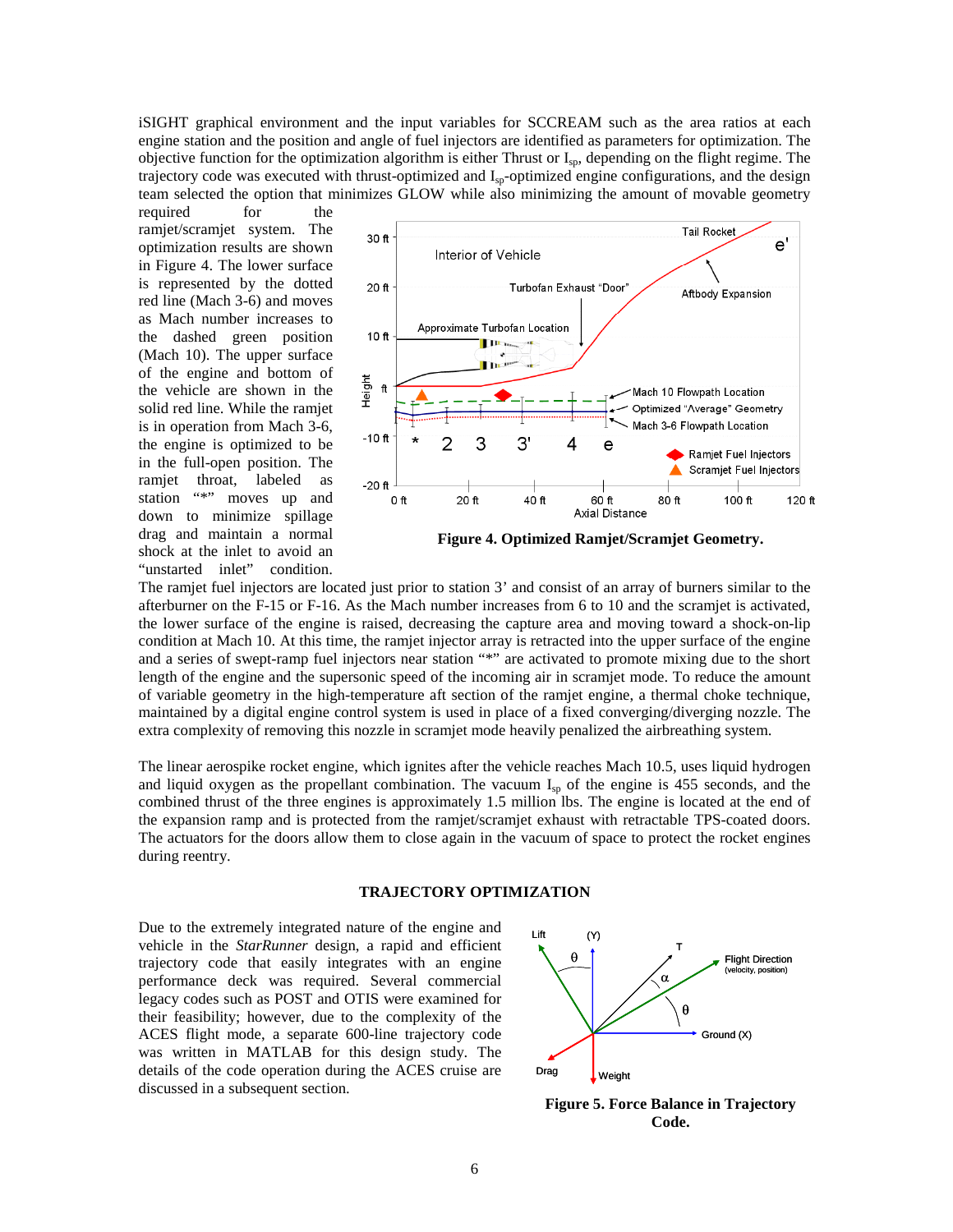iSIGHT graphical environment and the input variables for SCCREAM such as the area ratios at each engine station and the position and angle of fuel injectors are identified as parameters for optimization. The objective function for the optimization algorithm is either Thrust or $I_{sp}$, depending on the flight regime. The trajectory code was executed with thrust-optimized and $I_{sp}$-optimized engine configurations, and the design team selected the option that minimizes GLOW while also minimizing the amount of movable geometry required for the ramjet/scramjet system. The optimization results are shown in Figure 4. The lower surface is represented by the dotted red line (Mach 3-6) and moves as Mach number increases to the dashed green position (Mach 10). The upper surface of the engine and bottom of the vehicle are shown in the solid red line. While the ramjet is in operation from Mach 3-6, the engine is optimized to be in the full-open position. The ramjet throat, labeled as station "*" moves up and down to minimize spillage drag and maintain a normal shock at the inlet to avoid an "unstarted inlet" condition.

**Figure 4. Optimized Ramjet/Scramjet Geometry.**

The ramjet fuel injectors are located just prior to station 3' and consist of an array of burners similar to the afterburner on the F-15 or F-16. As the Mach number increases from 6 to 10 and the scramjet is activated, the lower surface of the engine is raised, decreasing the capture area and moving toward a shock-on-lip condition at Mach 10. At this time, the ramjet injector array is retracted into the upper surface of the engine and a series of swept-ramp fuel injectors near station "*" are activated to promote mixing due to the short length of the engine and the supersonic speed of the incoming air in scramjet mode. To reduce the amount of variable geometry in the high-temperature aft section of the ramjet engine, a thermal choke technique, maintained by a digital engine control system is used in place of a fixed converging/diverging nozzle. The extra complexity of removing this nozzle in scramjet mode heavily penalized the airbreathing system.

The linear aerospike rocket engine, which ignites after the vehicle reaches Mach 10.5, uses liquid hydrogen and liquid oxygen as the propellant combination. The vacuum $I_{sp}$ of the engine is 455 seconds, and the combined thrust of the three engines is approximately 1.5 million lbs. The engine is located at the end of the expansion ramp and is protected from the ramjet/scramjet exhaust with retractable TPS-coated doors. The actuators for the doors allow them to close again in the vacuum of space to protect the rocket engines during reentry.

## TRAJECTORY OPTIMIZATION

Due to the extremely integrated nature of the engine and vehicle in the *StarRunner* design, a rapid and efficient trajectory code that easily integrates with an engine performance deck was required. Several commercial legacy codes such as POST and OTIS were examined for their feasibility; however, due to the complexity of the ACES flight mode, a separate 600-line trajectory code was written in MATLAB for this design study. The details of the code operation during the ACES cruise are discussed in a subsequent section.

**Figure 5. Force Balance in Trajectory Code.**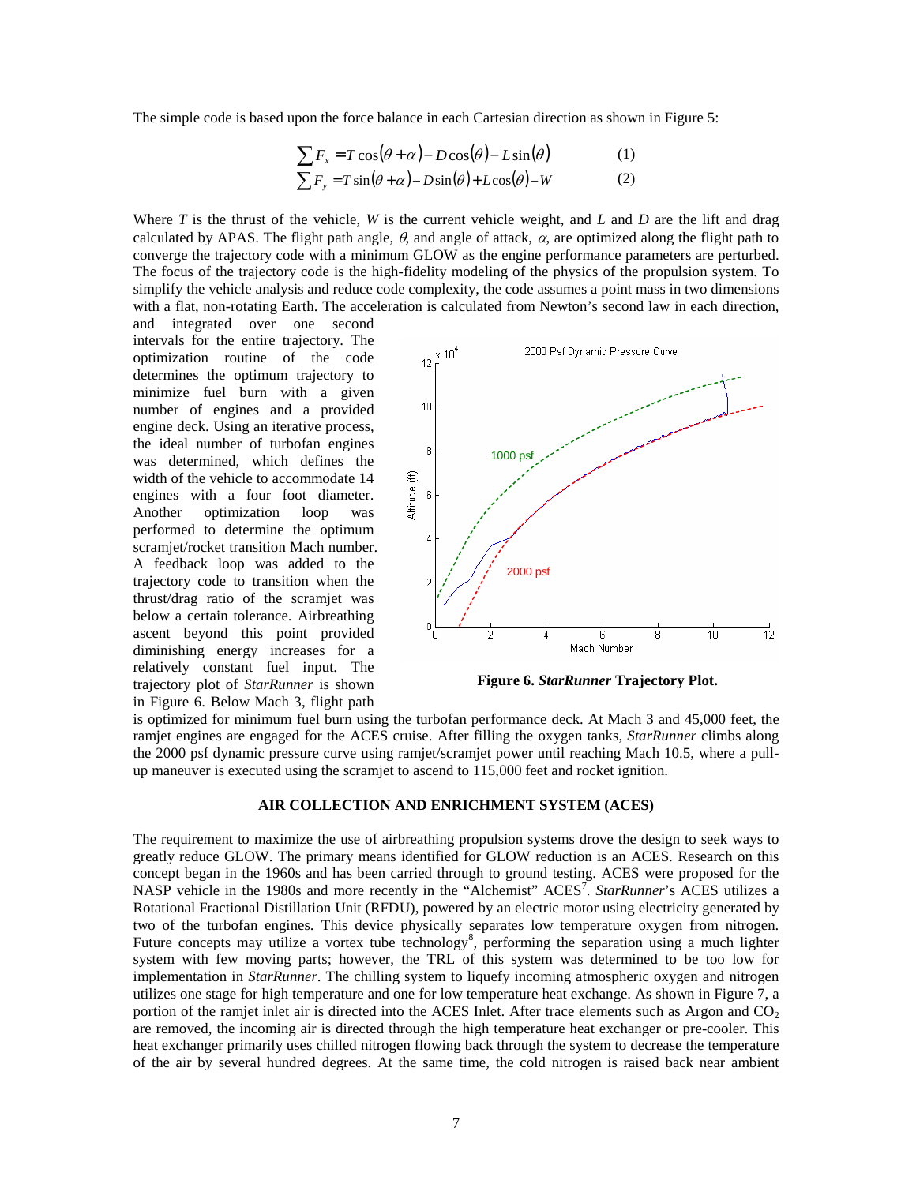The simple code is based upon the force balance in each Cartesian direction as shown in Figure 5:

$$\sum F_x = T\cos(\theta+\alpha) - D\cos(\theta) - L\sin(\theta) \qquad (1)$$

$$\sum F_y = T\sin(\theta+\alpha) - D\sin(\theta) + L\cos(\theta) - W \qquad (2)$$

Where $T$ is the thrust of the vehicle, $W$ is the current vehicle weight, and $L$ and $D$ are the lift and drag calculated by APAS. The flight path angle, $\theta$, and angle of attack, $\alpha$, are optimized along the flight path to converge the trajectory code with a minimum GLOW as the engine performance parameters are perturbed. The focus of the trajectory code is the high-fidelity modeling of the physics of the propulsion system. To simplify the vehicle analysis and reduce code complexity, the code assumes a point mass in two dimensions with a flat, non-rotating Earth. The acceleration is calculated from Newton's second law in each direction, and integrated over one second intervals for the entire trajectory. The optimization routine of the code determines the optimum trajectory to minimize fuel burn with a given number of engines and a provided engine deck. Using an iterative process, the ideal number of turbofan engines was determined, which defines the width of the vehicle to accommodate 14 engines with a four foot diameter. Another optimization loop was performed to determine the optimum scramjet/rocket transition Mach number. A feedback loop was added to the trajectory code to transition when the thrust/drag ratio of the scramjet was below a certain tolerance. Airbreathing ascent beyond this point provided diminishing energy increases for a relatively constant fuel input. The trajectory plot of *StarRunner* is shown in Figure 6. Below Mach 3, flight path is optimized for minimum fuel burn using the turbofan performance deck. At Mach 3 and 45,000 feet, the ramjet engines are engaged for the ACES cruise. After filling the oxygen tanks, *StarRunner* climbs along the 2000 psf dynamic pressure curve using ramjet/scramjet power until reaching Mach 10.5, where a pull-up maneuver is executed using the scramjet to ascend to 115,000 feet and rocket ignition.

**Figure 6. *StarRunner* Trajectory Plot.**

## AIR COLLECTION AND ENRICHMENT SYSTEM (ACES)

The requirement to maximize the use of airbreathing propulsion systems drove the design to seek ways to greatly reduce GLOW. The primary means identified for GLOW reduction is an ACES. Research on this concept began in the 1960s and has been carried through to ground testing. ACES were proposed for the NASP vehicle in the 1980s and more recently in the "Alchemist" ACES[7]. *StarRunner*'s ACES utilizes a Rotational Fractional Distillation Unit (RFDU), powered by an electric motor using electricity generated by two of the turbofan engines. This device physically separates low temperature oxygen from nitrogen. Future concepts may utilize a vortex tube technology[8], performing the separation using a much lighter system with few moving parts; however, the TRL of this system was determined to be too low for implementation in *StarRunner*. The chilling system to liquefy incoming atmospheric oxygen and nitrogen utilizes one stage for high temperature and one for low temperature heat exchange. As shown in Figure 7, a portion of the ramjet inlet air is directed into the ACES Inlet. After trace elements such as Argon and $CO_2$ are removed, the incoming air is directed through the high temperature heat exchanger or pre-cooler. This heat exchanger primarily uses chilled nitrogen flowing back through the system to decrease the temperature of the air by several hundred degrees. At the same time, the cold nitrogen is raised back near ambient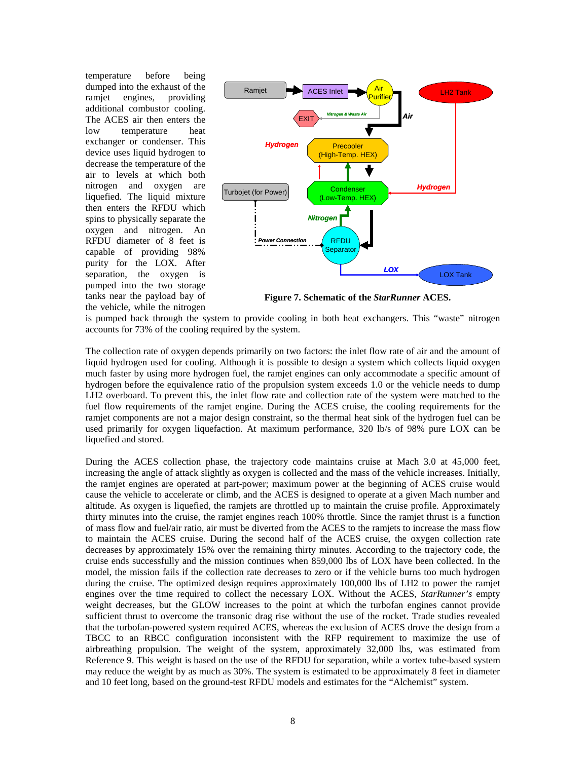temperature before being dumped into the exhaust of the ramjet engines, providing additional combustor cooling. The ACES air then enters the low temperature heat exchanger or condenser. This device uses liquid hydrogen to decrease the temperature of the air to levels at which both nitrogen and oxygen are liquefied. The liquid mixture then enters the RFDU which spins to physically separate the oxygen and nitrogen. An RFDU diameter of 8 feet is capable of providing 98% purity for the LOX. After separation, the oxygen is pumped into the two storage tanks near the payload bay of the vehicle, while the nitrogen is pumped back through the system to provide cooling in both heat exchangers. This "waste" nitrogen accounts for 73% of the cooling required by the system.

**Figure 7. Schematic of the *StarRunner* ACES.**

The collection rate of oxygen depends primarily on two factors: the inlet flow rate of air and the amount of liquid hydrogen used for cooling. Although it is possible to design a system which collects liquid oxygen much faster by using more hydrogen fuel, the ramjet engines can only accommodate a specific amount of hydrogen before the equivalence ratio of the propulsion system exceeds 1.0 or the vehicle needs to dump LH2 overboard. To prevent this, the inlet flow rate and collection rate of the system were matched to the fuel flow requirements of the ramjet engine. During the ACES cruise, the cooling requirements for the ramjet components are not a major design constraint, so the thermal heat sink of the hydrogen fuel can be used primarily for oxygen liquefaction. At maximum performance, 320 lb/s of 98% pure LOX can be liquefied and stored.

During the ACES collection phase, the trajectory code maintains cruise at Mach 3.0 at 45,000 feet, increasing the angle of attack slightly as oxygen is collected and the mass of the vehicle increases. Initially, the ramjet engines are operated at part-power; maximum power at the beginning of ACES cruise would cause the vehicle to accelerate or climb, and the ACES is designed to operate at a given Mach number and altitude. As oxygen is liquefied, the ramjets are throttled up to maintain the cruise profile. Approximately thirty minutes into the cruise, the ramjet engines reach 100% throttle. Since the ramjet thrust is a function of mass flow and fuel/air ratio, air must be diverted from the ACES to the ramjets to increase the mass flow to maintain the ACES cruise. During the second half of the ACES cruise, the oxygen collection rate decreases by approximately 15% over the remaining thirty minutes. According to the trajectory code, the cruise ends successfully and the mission continues when 859,000 lbs of LOX have been collected. In the model, the mission fails if the collection rate decreases to zero or if the vehicle burns too much hydrogen during the cruise. The optimized design requires approximately 100,000 lbs of LH2 to power the ramjet engines over the time required to collect the necessary LOX. Without the ACES, *StarRunner's* empty weight decreases, but the GLOW increases to the point at which the turbofan engines cannot provide sufficient thrust to overcome the transonic drag rise without the use of the rocket. Trade studies revealed that the turbofan-powered system required ACES, whereas the exclusion of ACES drove the design from a TBCC to an RBCC configuration inconsistent with the RFP requirement to maximize the use of airbreathing propulsion. The weight of the system, approximately 32,000 lbs, was estimated from Reference 9. This weight is based on the use of the RFDU for separation, while a vortex tube-based system may reduce the weight by as much as 30%. The system is estimated to be approximately 8 feet in diameter and 10 feet long, based on the ground-test RFDU models and estimates for the "Alchemist" system.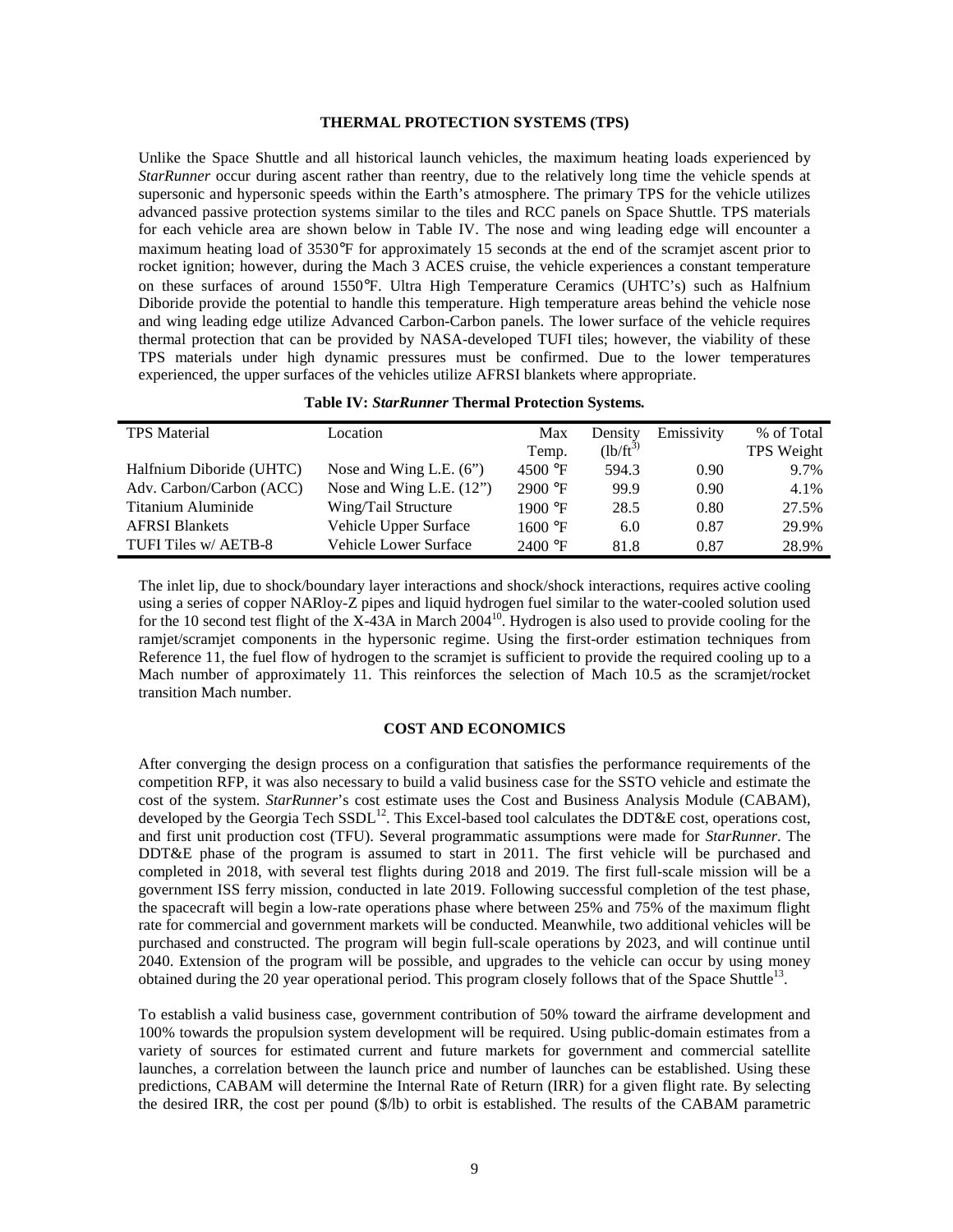## THERMAL PROTECTION SYSTEMS (TPS)

Unlike the Space Shuttle and all historical launch vehicles, the maximum heating loads experienced by *StarRunner* occur during ascent rather than reentry, due to the relatively long time the vehicle spends at supersonic and hypersonic speeds within the Earth's atmosphere. The primary TPS for the vehicle utilizes advanced passive protection systems similar to the tiles and RCC panels on Space Shuttle. TPS materials for each vehicle area are shown below in Table IV. The nose and wing leading edge will encounter a maximum heating load of 3530°F for approximately 15 seconds at the end of the scramjet ascent prior to rocket ignition; however, during the Mach 3 ACES cruise, the vehicle experiences a constant temperature on these surfaces of around 1550°F. Ultra High Temperature Ceramics (UHTC's) such as Halfnium Diboride provide the potential to handle this temperature. High temperature areas behind the vehicle nose and wing leading edge utilize Advanced Carbon-Carbon panels. The lower surface of the vehicle requires thermal protection that can be provided by NASA-developed TUFI tiles; however, the viability of these TPS materials under high dynamic pressures must be confirmed. Due to the lower temperatures experienced, the upper surfaces of the vehicles utilize AFRSI blankets where appropriate.

**Table IV: *StarRunner* Thermal Protection Systems.**

| TPS Material | Location | Max Temp. | Density ($lb/ft^3$) | Emissivity | % of Total TPS Weight |
|---|---|---|---|---|---|
| Halfnium Diboride (UHTC) | Nose and Wing L.E. (6") | 4500 °F | 594.3 | 0.90 | 9.7% |
| Adv. Carbon/Carbon (ACC) | Nose and Wing L.E. (12") | 2900 °F | 99.9 | 0.90 | 4.1% |
| Titanium Aluminide | Wing/Tail Structure | 1900 °F | 28.5 | 0.80 | 27.5% |
| AFRSI Blankets | Vehicle Upper Surface | 1600 °F | 6.0 | 0.87 | 29.9% |
| TUFI Tiles w/ AETB-8 | Vehicle Lower Surface | 2400 °F | 81.8 | 0.87 | 28.9% |

The inlet lip, due to shock/boundary layer interactions and shock/shock interactions, requires active cooling using a series of copper NARloy-Z pipes and liquid hydrogen fuel similar to the water-cooled solution used for the 10 second test flight of the X-43A in March 2004[10]. Hydrogen is also used to provide cooling for the ramjet/scramjet components in the hypersonic regime. Using the first-order estimation techniques from Reference 11, the fuel flow of hydrogen to the scramjet is sufficient to provide the required cooling up to a Mach number of approximately 11. This reinforces the selection of Mach 10.5 as the scramjet/rocket transition Mach number.

## COST AND ECONOMICS

After converging the design process on a configuration that satisfies the performance requirements of the competition RFP, it was also necessary to build a valid business case for the SSTO vehicle and estimate the cost of the system. *StarRunner*'s cost estimate uses the Cost and Business Analysis Module (CABAM), developed by the Georgia Tech SSDL[12]. This Excel-based tool calculates the DDT&E cost, operations cost, and first unit production cost (TFU). Several programmatic assumptions were made for *StarRunner*. The DDT&E phase of the program is assumed to start in 2011. The first vehicle will be purchased and completed in 2018, with several test flights during 2018 and 2019. The first full-scale mission will be a government ISS ferry mission, conducted in late 2019. Following successful completion of the test phase, the spacecraft will begin a low-rate operations phase where between 25% and 75% of the maximum flight rate for commercial and government markets will be conducted. Meanwhile, two additional vehicles will be purchased and constructed. The program will begin full-scale operations by 2023, and will continue until 2040. Extension of the program will be possible, and upgrades to the vehicle can occur by using money obtained during the 20 year operational period. This program closely follows that of the Space Shuttle[13].

To establish a valid business case, government contribution of 50% toward the airframe development and 100% towards the propulsion system development will be required. Using public-domain estimates from a variety of sources for estimated current and future markets for government and commercial satellite launches, a correlation between the launch price and number of launches can be established. Using these predictions, CABAM will determine the Internal Rate of Return (IRR) for a given flight rate. By selecting the desired IRR, the cost per pound ($/lb) to orbit is established. The results of the CABAM parametric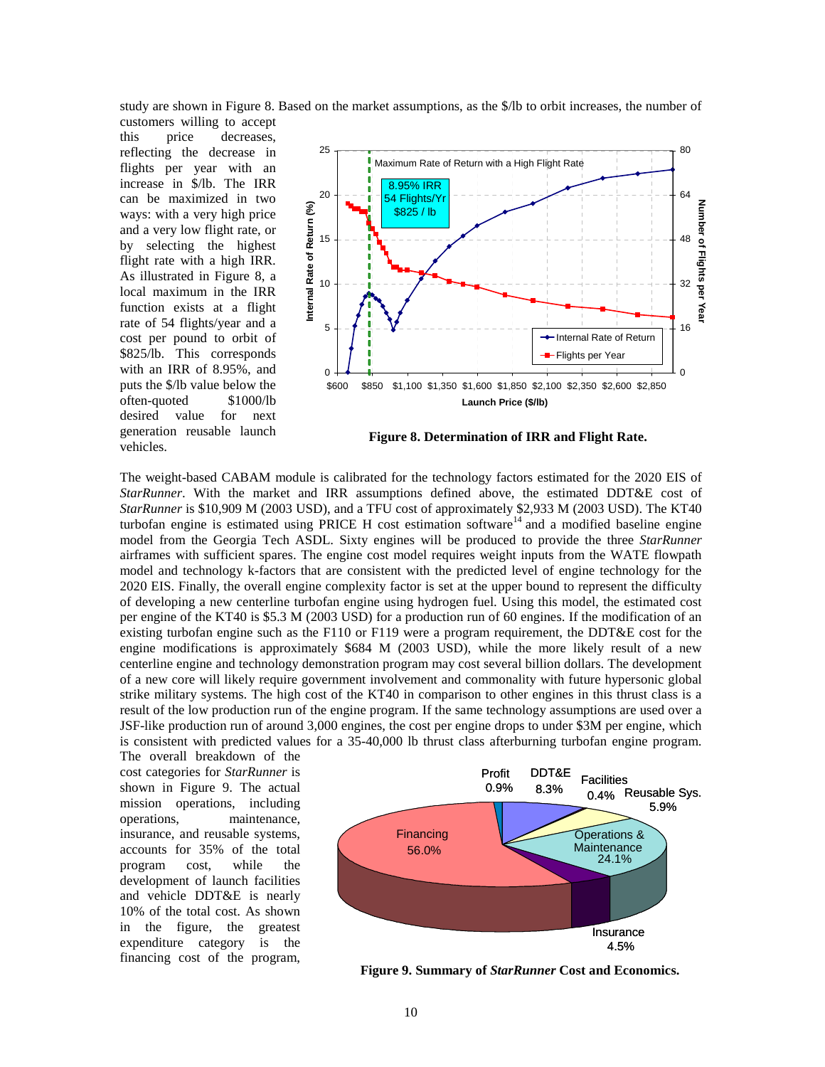study are shown in Figure 8. Based on the market assumptions, as the $/lb to orbit increases, the number of customers willing to accept this price decreases, reflecting the decrease in flights per year with an increase in $/lb. The IRR can be maximized in two ways: with a very high price and a very low flight rate, or by selecting the highest flight rate with a high IRR. As illustrated in Figure 8, a local maximum in the IRR function exists at a flight rate of 54 flights/year and a cost per pound to orbit of $825/lb. This corresponds with an IRR of 8.95%, and puts the $/lb value below the often-quoted $1000/lb desired value for next generation reusable launch vehicles.

**Figure 8. Determination of IRR and Flight Rate.**

The weight-based CABAM module is calibrated for the technology factors estimated for the 2020 EIS of *StarRunner*. With the market and IRR assumptions defined above, the estimated DDT&E cost of *StarRunner* is $10,909 M (2003 USD), and a TFU cost of approximately $2,933 M (2003 USD). The KT40 turbofan engine is estimated using PRICE H cost estimation software[14] and a modified baseline engine model from the Georgia Tech ASDL. Sixty engines will be produced to provide the three *StarRunner* airframes with sufficient spares. The engine cost model requires weight inputs from the WATE flowpath model and technology k-factors that are consistent with the predicted level of engine technology for the 2020 EIS. Finally, the overall engine complexity factor is set at the upper bound to represent the difficulty of developing a new centerline turbofan engine using hydrogen fuel. Using this model, the estimated cost per engine of the KT40 is $5.3 M (2003 USD) for a production run of 60 engines. If the modification of an existing turbofan engine such as the F110 or F119 were a program requirement, the DDT&E cost for the engine modifications is approximately $684 M (2003 USD), while the more likely result of a new centerline engine and technology demonstration program may cost several billion dollars. The development of a new core will likely require government involvement and commonality with future hypersonic global strike military systems. The high cost of the KT40 in comparison to other engines in this thrust class is a result of the low production run of the engine program. If the same technology assumptions are used over a JSF-like production run of around 3,000 engines, the cost per engine drops to under $3M per engine, which is consistent with predicted values for a 35-40,000 lb thrust class afterburning turbofan engine program. The overall breakdown of the cost categories for *StarRunner* is shown in Figure 9. The actual mission operations, including operations, maintenance, insurance, and reusable systems, accounts for 35% of the total program cost, while the development of launch facilities and vehicle DDT&E is nearly 10% of the total cost. As shown in the figure, the greatest expenditure category is the financing cost of the program,

**Figure 9. Summary of *StarRunner* Cost and Economics.**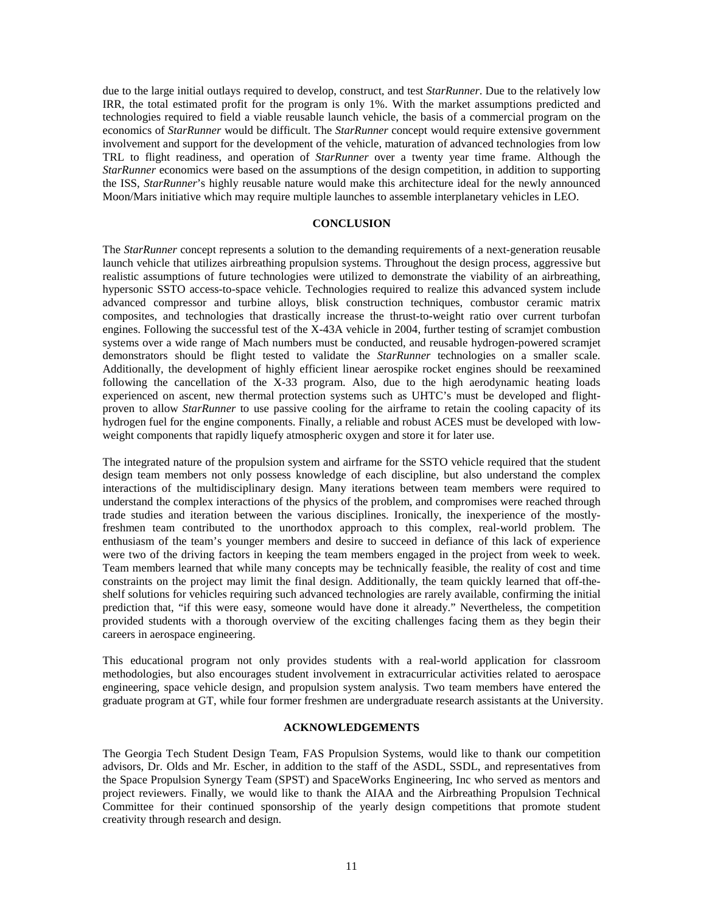due to the large initial outlays required to develop, construct, and test *StarRunner*. Due to the relatively low IRR, the total estimated profit for the program is only 1%. With the market assumptions predicted and technologies required to field a viable reusable launch vehicle, the basis of a commercial program on the economics of *StarRunner* would be difficult. The *StarRunner* concept would require extensive government involvement and support for the development of the vehicle, maturation of advanced technologies from low TRL to flight readiness, and operation of *StarRunner* over a twenty year time frame. Although the *StarRunner* economics were based on the assumptions of the design competition, in addition to supporting the ISS, *StarRunner*'s highly reusable nature would make this architecture ideal for the newly announced Moon/Mars initiative which may require multiple launches to assemble interplanetary vehicles in LEO.

## CONCLUSION

The *StarRunner* concept represents a solution to the demanding requirements of a next-generation reusable launch vehicle that utilizes airbreathing propulsion systems. Throughout the design process, aggressive but realistic assumptions of future technologies were utilized to demonstrate the viability of an airbreathing, hypersonic SSTO access-to-space vehicle. Technologies required to realize this advanced system include advanced compressor and turbine alloys, blisk construction techniques, combustor ceramic matrix composites, and technologies that drastically increase the thrust-to-weight ratio over current turbofan engines. Following the successful test of the X-43A vehicle in 2004, further testing of scramjet combustion systems over a wide range of Mach numbers must be conducted, and reusable hydrogen-powered scramjet demonstrators should be flight tested to validate the *StarRunner* technologies on a smaller scale. Additionally, the development of highly efficient linear aerospike rocket engines should be reexamined following the cancellation of the X-33 program. Also, due to the high aerodynamic heating loads experienced on ascent, new thermal protection systems such as UHTC's must be developed and flight-proven to allow *StarRunner* to use passive cooling for the airframe to retain the cooling capacity of its hydrogen fuel for the engine components. Finally, a reliable and robust ACES must be developed with low-weight components that rapidly liquefy atmospheric oxygen and store it for later use.

The integrated nature of the propulsion system and airframe for the SSTO vehicle required that the student design team members not only possess knowledge of each discipline, but also understand the complex interactions of the multidisciplinary design. Many iterations between team members were required to understand the complex interactions of the physics of the problem, and compromises were reached through trade studies and iteration between the various disciplines. Ironically, the inexperience of the mostly-freshmen team contributed to the unorthodox approach to this complex, real-world problem. The enthusiasm of the team's younger members and desire to succeed in defiance of this lack of experience were two of the driving factors in keeping the team members engaged in the project from week to week. Team members learned that while many concepts may be technically feasible, the reality of cost and time constraints on the project may limit the final design. Additionally, the team quickly learned that off-the-shelf solutions for vehicles requiring such advanced technologies are rarely available, confirming the initial prediction that, "if this were easy, someone would have done it already." Nevertheless, the competition provided students with a thorough overview of the exciting challenges facing them as they begin their careers in aerospace engineering.

This educational program not only provides students with a real-world application for classroom methodologies, but also encourages student involvement in extracurricular activities related to aerospace engineering, space vehicle design, and propulsion system analysis. Two team members have entered the graduate program at GT, while four former freshmen are undergraduate research assistants at the University.

## ACKNOWLEDGEMENTS

The Georgia Tech Student Design Team, FAS Propulsion Systems, would like to thank our competition advisors, Dr. Olds and Mr. Escher, in addition to the staff of the ASDL, SSDL, and representatives from the Space Propulsion Synergy Team (SPST) and SpaceWorks Engineering, Inc who served as mentors and project reviewers. Finally, we would like to thank the AIAA and the Airbreathing Propulsion Technical Committee for their continued sponsorship of the yearly design competitions that promote student creativity through research and design.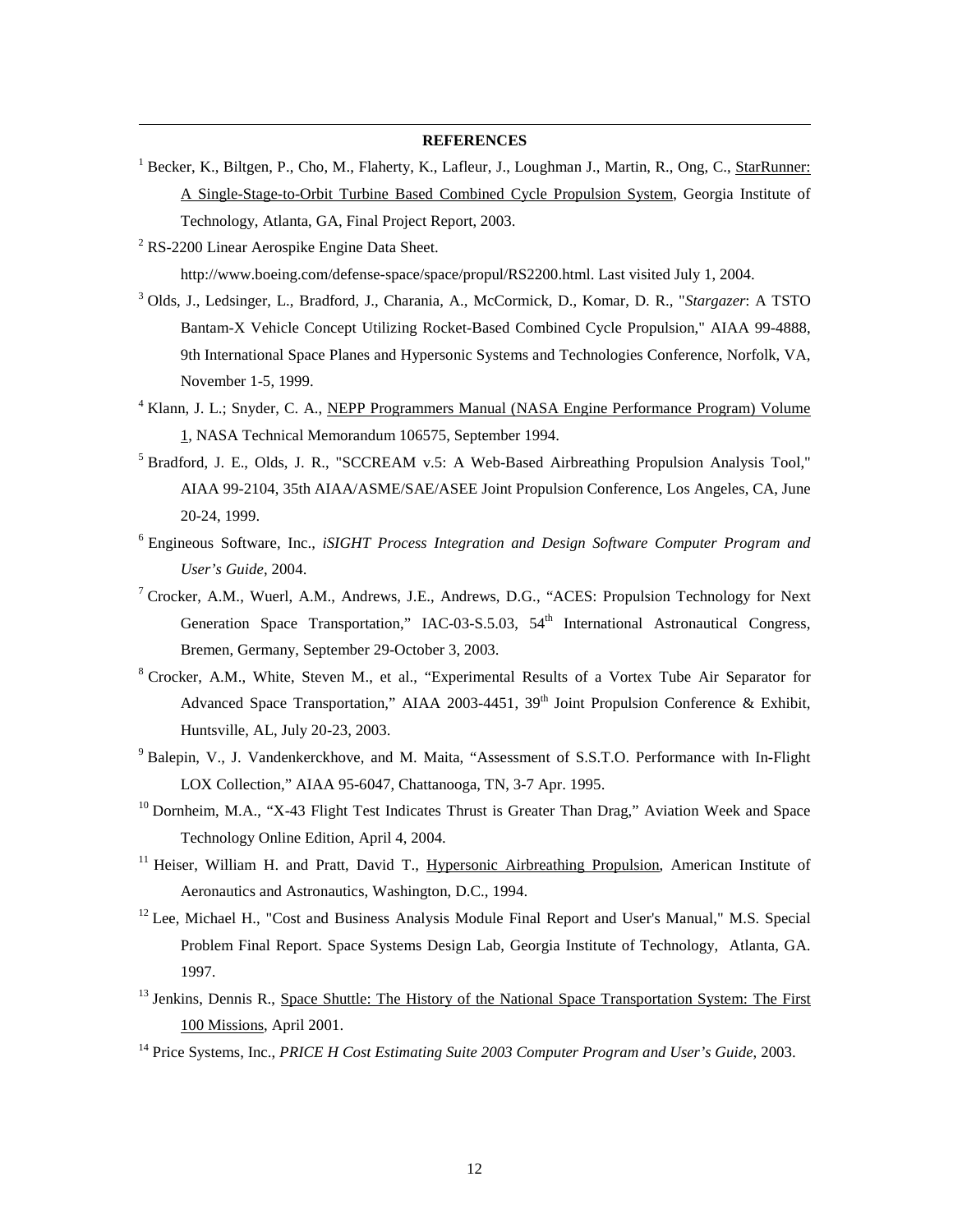**REFERENCES**

[1] Becker, K., Biltgen, P., Cho, M., Flaherty, K., Lafleur, J., Loughman J., Martin, R., Ong, C., StarRunner: A Single-Stage-to-Orbit Turbine Based Combined Cycle Propulsion System, Georgia Institute of Technology, Atlanta, GA, Final Project Report, 2003.

[2] RS-2200 Linear Aerospike Engine Data Sheet. http://www.boeing.com/defense-space/space/propul/RS2200.html. Last visited July 1, 2004.

[3] Olds, J., Ledsinger, L., Bradford, J., Charania, A., McCormick, D., Komar, D. R., "*Stargazer*: A TSTO Bantam-X Vehicle Concept Utilizing Rocket-Based Combined Cycle Propulsion," AIAA 99-4888, 9th International Space Planes and Hypersonic Systems and Technologies Conference, Norfolk, VA, November 1-5, 1999.

[4] Klann, J. L.; Snyder, C. A., NEPP Programmers Manual (NASA Engine Performance Program) Volume 1, NASA Technical Memorandum 106575, September 1994.

[5] Bradford, J. E., Olds, J. R., "SCCREAM v.5: A Web-Based Airbreathing Propulsion Analysis Tool," AIAA 99-2104, 35th AIAA/ASME/SAE/ASEE Joint Propulsion Conference, Los Angeles, CA, June 20-24, 1999.

[6] Engineous Software, Inc., *iSIGHT Process Integration and Design Software Computer Program and User's Guide*, 2004.

[7] Crocker, A.M., Wuerl, A.M., Andrews, J.E., Andrews, D.G., "ACES: Propulsion Technology for Next Generation Space Transportation," IAC-03-S.5.03, 54th International Astronautical Congress, Bremen, Germany, September 29-October 3, 2003.

[8] Crocker, A.M., White, Steven M., et al., "Experimental Results of a Vortex Tube Air Separator for Advanced Space Transportation," AIAA 2003-4451, 39th Joint Propulsion Conference & Exhibit, Huntsville, AL, July 20-23, 2003.

[9] Balepin, V., J. Vandenkerckhove, and M. Maita, "Assessment of S.S.T.O. Performance with In-Flight LOX Collection," AIAA 95-6047, Chattanooga, TN, 3-7 Apr. 1995.

[10] Dornheim, M.A., "X-43 Flight Test Indicates Thrust is Greater Than Drag," Aviation Week and Space Technology Online Edition, April 4, 2004.

[11] Heiser, William H. and Pratt, David T., Hypersonic Airbreathing Propulsion, American Institute of Aeronautics and Astronautics, Washington, D.C., 1994.

[12] Lee, Michael H., "Cost and Business Analysis Module Final Report and User's Manual," M.S. Special Problem Final Report. Space Systems Design Lab, Georgia Institute of Technology, Atlanta, GA. 1997.

[13] Jenkins, Dennis R., Space Shuttle: The History of the National Space Transportation System: The First 100 Missions, April 2001.

[14] Price Systems, Inc., *PRICE H Cost Estimating Suite 2003 Computer Program and User's Guide*, 2003.